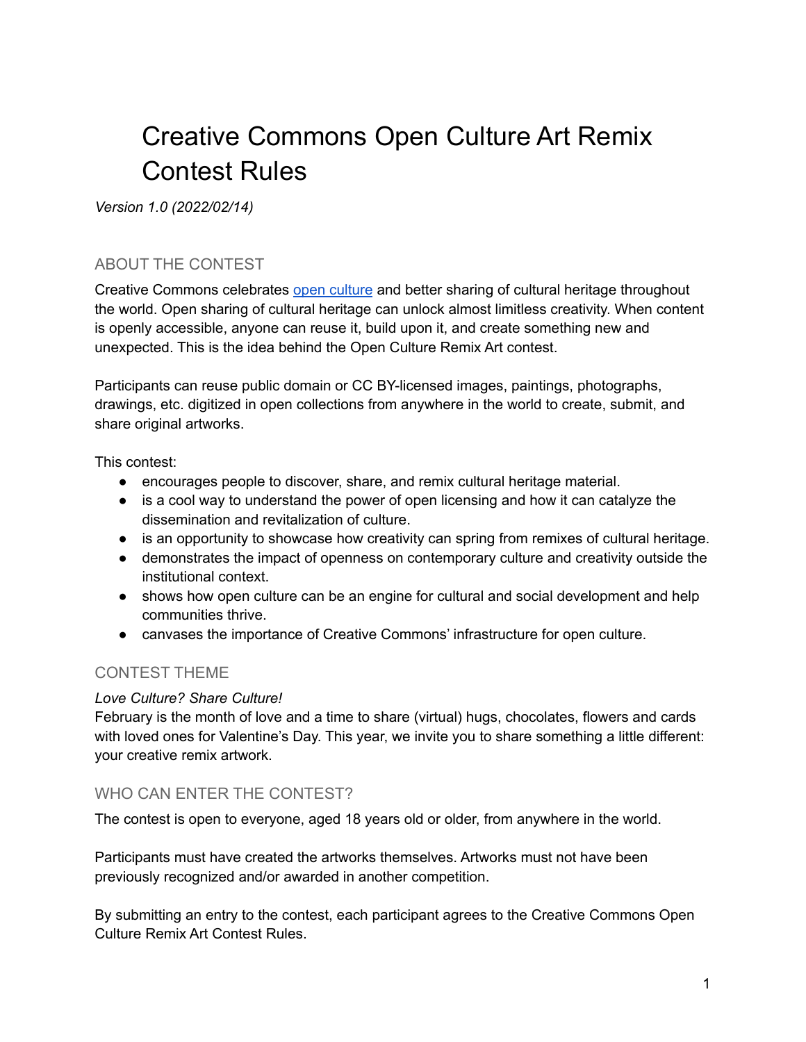# Creative Commons Open Culture Art Remix Contest Rules

*Version 1.0 (2022/02/14)*

## ABOUT THE CONTEST

Creative Commons celebrates [open culture](open culture) and better sharing of cultural heritage throughout the world. Open sharing of cultural heritage can unlock almost limitless creativity. When content is openly accessible, anyone can reuse it, build upon it, and create something new and unexpected. This is the idea behind the Open Culture Remix Art contest.

Participants can reuse public domain or CC BY-licensed images, paintings, photographs, drawings, etc. digitized in open collections from anywhere in the world to create, submit, and share original artworks.

This contest:

- encourages people to discover, share, and remix cultural heritage material.
- is a cool way to understand the power of open licensing and how it can catalyze the dissemination and revitalization of culture.
- is an opportunity to showcase how creativity can spring from remixes of cultural heritage.
- demonstrates the impact of openness on contemporary culture and creativity outside the institutional context.
- shows how open culture can be an engine for cultural and social development and help communities thrive.
- canvases the importance of Creative Commons' infrastructure for open culture.

## CONTEST THEME

*Love Culture? Share Culture!*

February is the month of love and a time to share (virtual) hugs, chocolates, flowers and cards with loved ones for Valentine's Day. This year, we invite you to share something a little different: your creative remix artwork.

## WHO CAN ENTER THE CONTEST?

The contest is open to everyone, aged 18 years old or older, from anywhere in the world.

Participants must have created the artworks themselves. Artworks must not have been previously recognized and/or awarded in another competition.

By submitting an entry to the contest, each participant agrees to the Creative Commons Open Culture Remix Art Contest Rules.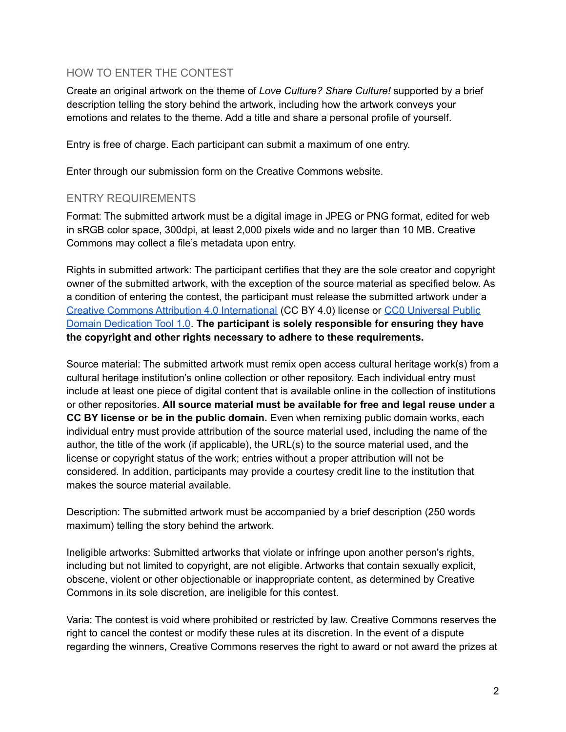## HOW TO ENTER THE CONTEST

Create an original artwork on the theme of *Love Culture? Share Culture!* supported by a brief description telling the story behind the artwork, including how the artwork conveys your emotions and relates to the theme. Add a title and share a personal profile of yourself.

Entry is free of charge. Each participant can submit a maximum of one entry.

Enter through our submission form on the Creative Commons website.

## ENTRY REQUIREMENTS

Format: The submitted artwork must be a digital image in JPEG or PNG format, edited for web in sRGB color space, 300dpi, at least 2,000 pixels wide and no larger than 10 MB. Creative Commons may collect a file's metadata upon entry.

Rights in submitted artwork: The participant certifies that they are the sole creator and copyright owner of the submitted artwork, with the exception of the source material as specified below. As a condition of entering the contest, the participant must release the submitted artwork under a [Creative Commons Attribution 4.0 International]() (CC BY 4.0) license or [CC0 Universal Public Domain Dedication Tool 1.0](). **The participant is solely responsible for ensuring they have the copyright and other rights necessary to adhere to these requirements.**

Source material: The submitted artwork must remix open access cultural heritage work(s) from a cultural heritage institution's online collection or other repository. Each individual entry must include at least one piece of digital content that is available online in the collection of institutions or other repositories. **All source material must be available for free and legal reuse under a CC BY license or be in the public domain.** Even when remixing public domain works, each individual entry must provide attribution of the source material used, including the name of the author, the title of the work (if applicable), the URL(s) to the source material used, and the license or copyright status of the work; entries without a proper attribution will not be considered. In addition, participants may provide a courtesy credit line to the institution that makes the source material available.

Description: The submitted artwork must be accompanied by a brief description (250 words maximum) telling the story behind the artwork.

Ineligible artworks: Submitted artworks that violate or infringe upon another person's rights, including but not limited to copyright, are not eligible. Artworks that contain sexually explicit, obscene, violent or other objectionable or inappropriate content, as determined by Creative Commons in its sole discretion, are ineligible for this contest.

Varia: The contest is void where prohibited or restricted by law. Creative Commons reserves the right to cancel the contest or modify these rules at its discretion. In the event of a dispute regarding the winners, Creative Commons reserves the right to award or not award the prizes at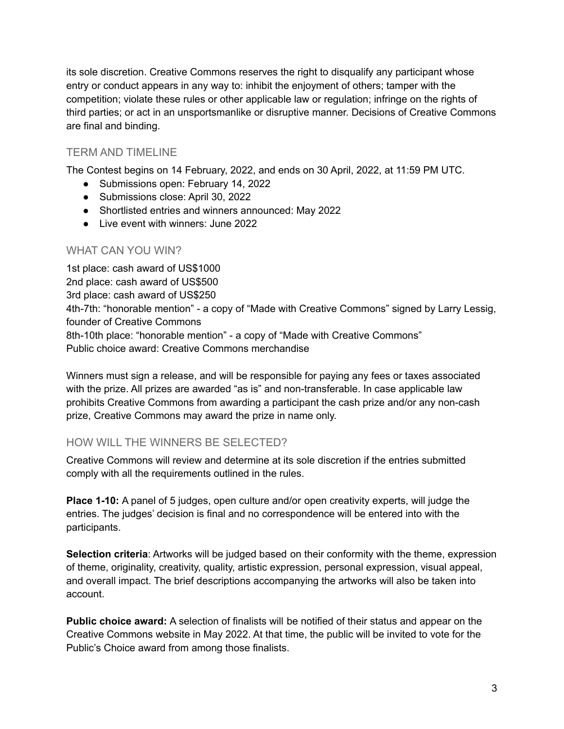its sole discretion. Creative Commons reserves the right to disqualify any participant whose entry or conduct appears in any way to: inhibit the enjoyment of others; tamper with the competition; violate these rules or other applicable law or regulation; infringe on the rights of third parties; or act in an unsportsmanlike or disruptive manner. Decisions of Creative Commons are final and binding.

## TERM AND TIMELINE

The Contest begins on 14 February, 2022, and ends on 30 April, 2022, at 11:59 PM UTC.

- Submissions open: February 14, 2022
- Submissions close: April 30, 2022
- Shortlisted entries and winners announced: May 2022
- Live event with winners: June 2022

## WHAT CAN YOU WIN?

1st place: cash award of US$1000
2nd place: cash award of US$500
3rd place: cash award of US$250
4th-7th: "honorable mention" - a copy of "Made with Creative Commons" signed by Larry Lessig, founder of Creative Commons
8th-10th place: "honorable mention" - a copy of "Made with Creative Commons"
Public choice award: Creative Commons merchandise

Winners must sign a release, and will be responsible for paying any fees or taxes associated with the prize. All prizes are awarded "as is" and non-transferable. In case applicable law prohibits Creative Commons from awarding a participant the cash prize and/or any non-cash prize, Creative Commons may award the prize in name only.

## HOW WILL THE WINNERS BE SELECTED?

Creative Commons will review and determine at its sole discretion if the entries submitted comply with all the requirements outlined in the rules.

**Place 1-10:** A panel of 5 judges, open culture and/or open creativity experts, will judge the entries. The judges' decision is final and no correspondence will be entered into with the participants.

**Selection criteria**: Artworks will be judged based on their conformity with the theme, expression of theme, originality, creativity, quality, artistic expression, personal expression, visual appeal, and overall impact. The brief descriptions accompanying the artworks will also be taken into account.

**Public choice award:** A selection of finalists will be notified of their status and appear on the Creative Commons website in May 2022. At that time, the public will be invited to vote for the Public's Choice award from among those finalists.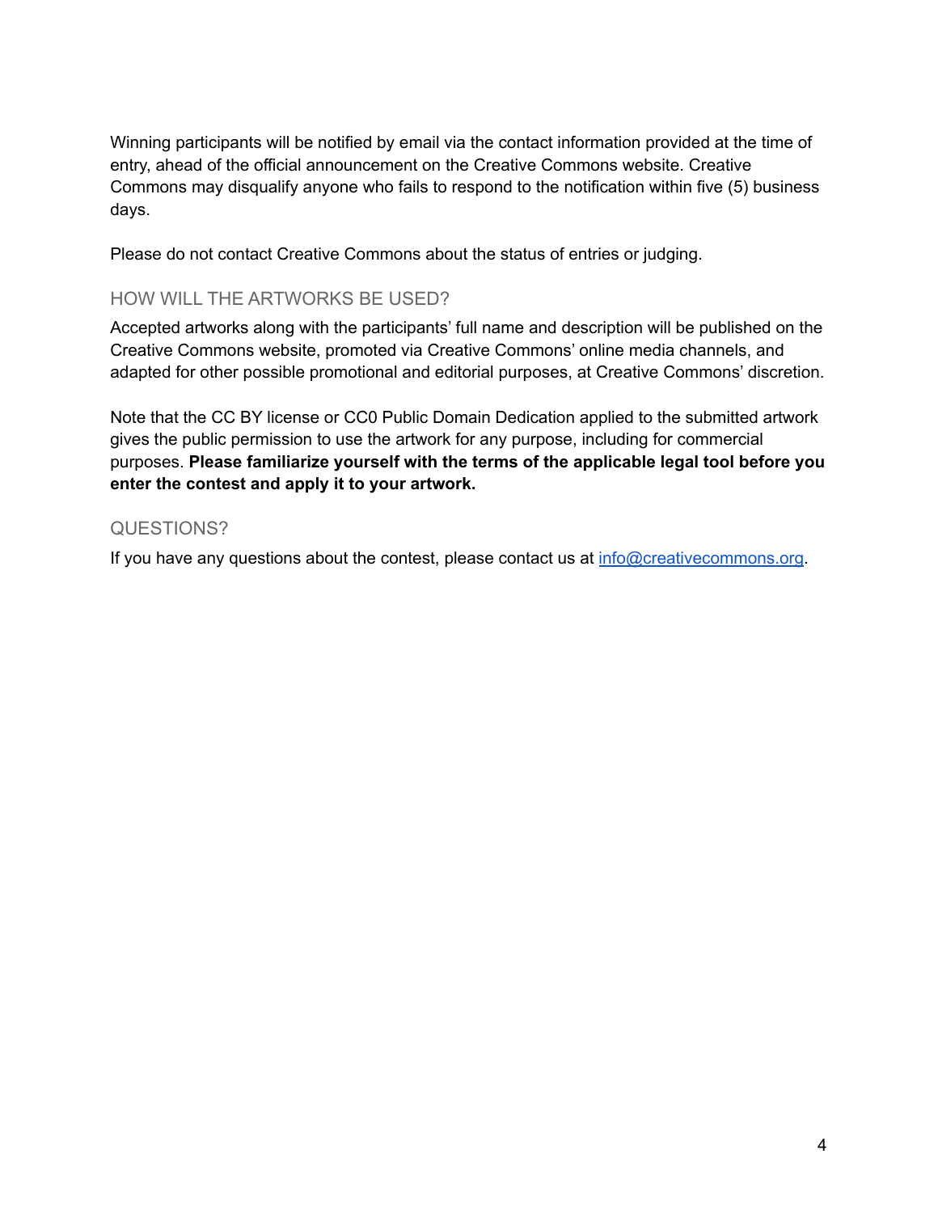Winning participants will be notified by email via the contact information provided at the time of entry, ahead of the official announcement on the Creative Commons website. Creative Commons may disqualify anyone who fails to respond to the notification within five (5) business days.

Please do not contact Creative Commons about the status of entries or judging.

## HOW WILL THE ARTWORKS BE USED?

Accepted artworks along with the participants' full name and description will be published on the Creative Commons website, promoted via Creative Commons' online media channels, and adapted for other possible promotional and editorial purposes, at Creative Commons' discretion.

Note that the CC BY license or CC0 Public Domain Dedication applied to the submitted artwork gives the public permission to use the artwork for any purpose, including for commercial purposes. **Please familiarize yourself with the terms of the applicable legal tool before you enter the contest and apply it to your artwork.**

## QUESTIONS?

If you have any questions about the contest, please contact us at [info@creativecommons.org](mailto:info@creativecommons.org).